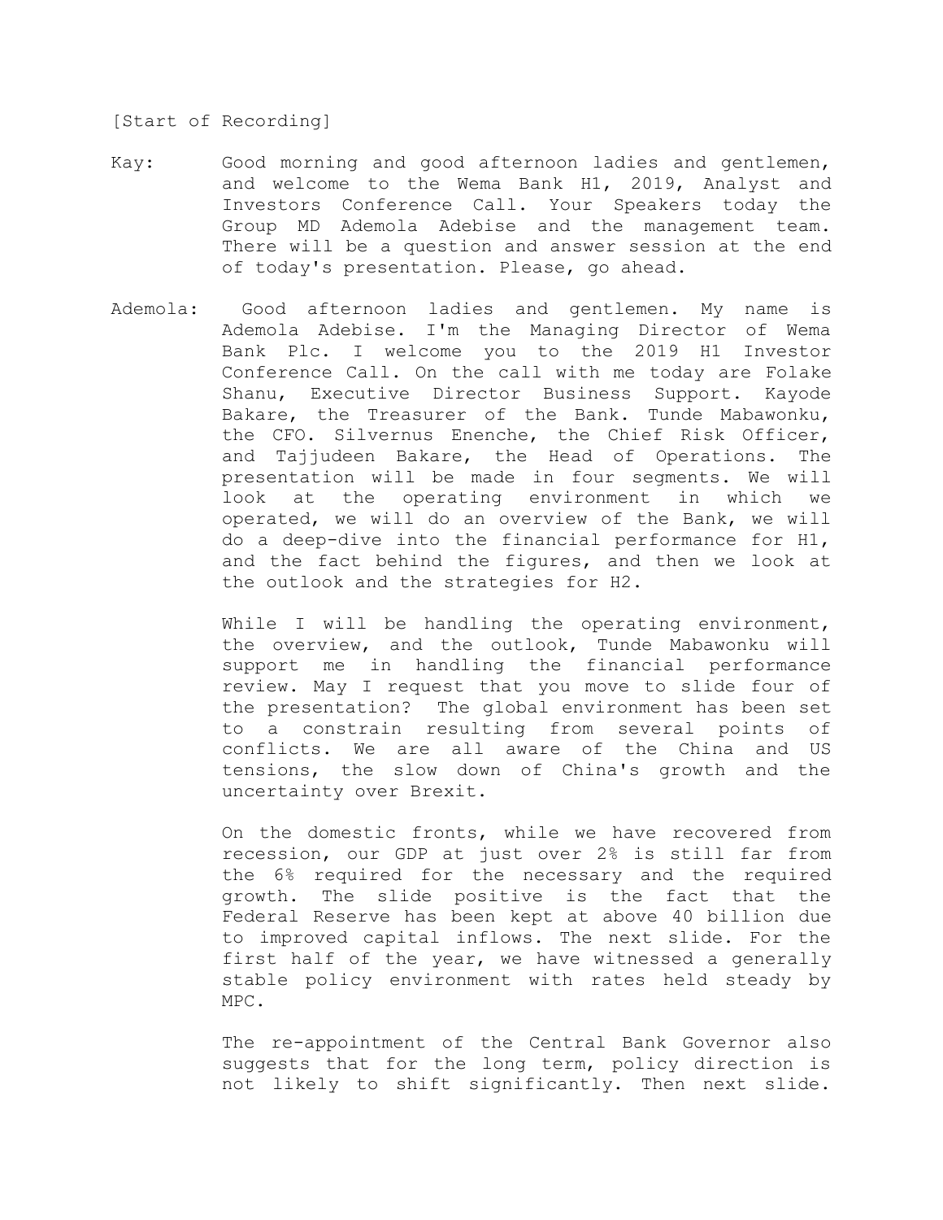[Start of Recording]

Kay: Good morning and good afternoon ladies and gentlemen, and welcome to the Wema Bank H1, 2019, Analyst and Investors Conference Call. Your Speakers today the Group MD Ademola Adebise and the management team. There will be a question and answer session at the end of today's presentation. Please, go ahead.

Ademola: Good afternoon ladies and gentlemen. My name is Ademola Adebise. I'm the Managing Director of Wema Bank Plc. I welcome you to the 2019 H1 Investor Conference Call. On the call with me today are Folake Shanu, Executive Director Business Support. Kayode Bakare, the Treasurer of the Bank. Tunde Mabawonku, the CFO. Silvernus Enenche, the Chief Risk Officer, and Tajjudeen Bakare, the Head of Operations. The presentation will be made in four segments. We will look at the operating environment in which we operated, we will do an overview of the Bank, we will do a deep-dive into the financial performance for H1, and the fact behind the figures, and then we look at the outlook and the strategies for H2.

While I will be handling the operating environment, the overview, and the outlook, Tunde Mabawonku will support me in handling the financial performance review. May I request that you move to slide four of the presentation? The global environment has been set to a constrain resulting from several points of conflicts. We are all aware of the China and US tensions, the slow down of China's growth and the uncertainty over Brexit.

On the domestic fronts, while we have recovered from recession, our GDP at just over 2% is still far from the 6% required for the necessary and the required growth. The slide positive is the fact that the Federal Reserve has been kept at above 40 billion due to improved capital inflows. The next slide. For the first half of the year, we have witnessed a generally stable policy environment with rates held steady by MPC.

The re-appointment of the Central Bank Governor also suggests that for the long term, policy direction is not likely to shift significantly. Then next slide.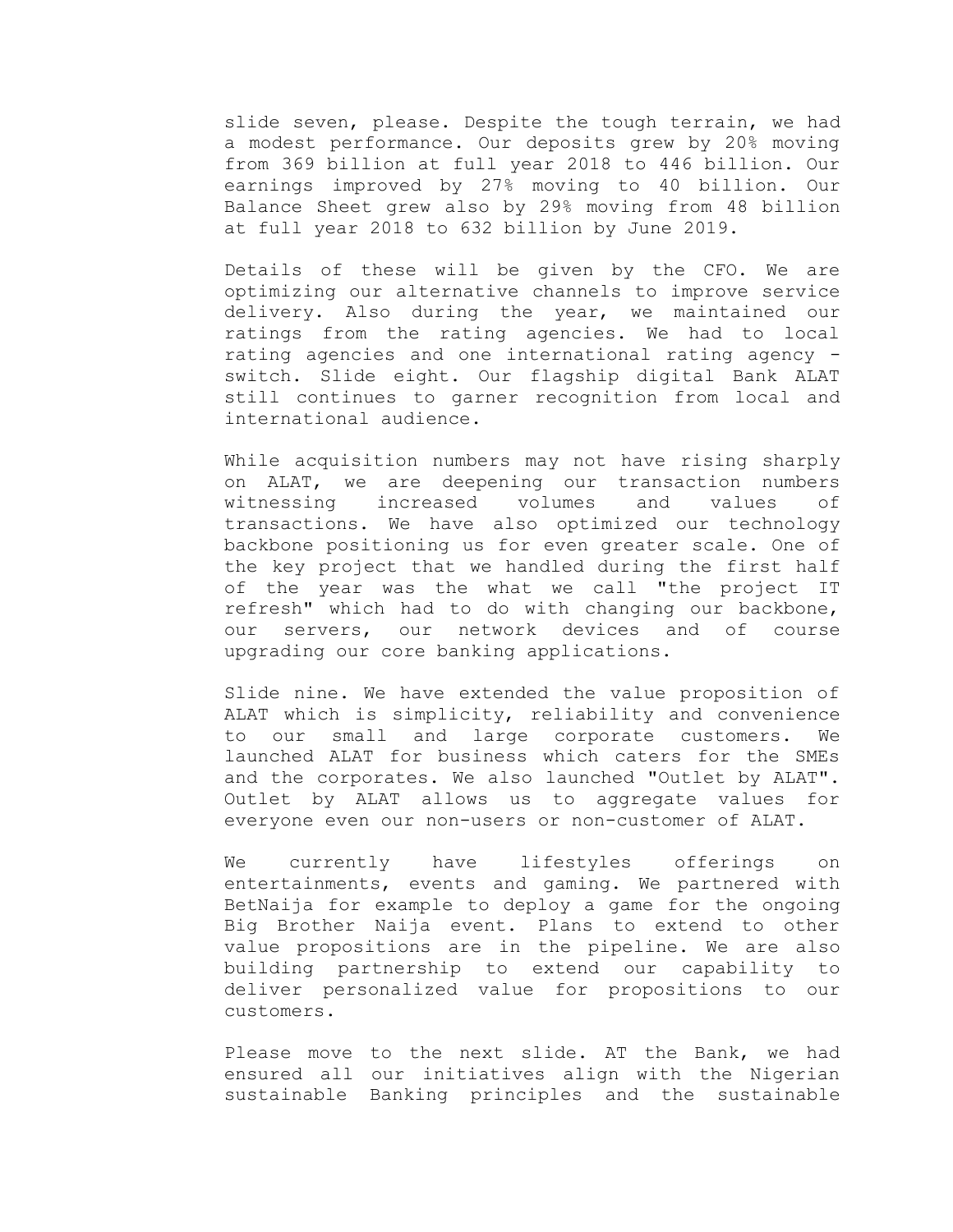slide seven, please. Despite the tough terrain, we had a modest performance. Our deposits grew by 20% moving from 369 billion at full year 2018 to 446 billion. Our earnings improved by 27% moving to 40 billion. Our Balance Sheet grew also by 29% moving from 48 billion at full year 2018 to 632 billion by June 2019.

Details of these will be given by the CFO. We are optimizing our alternative channels to improve service delivery. Also during the year, we maintained our ratings from the rating agencies. We had to local rating agencies and one international rating agency - switch. Slide eight. Our flagship digital Bank ALAT still continues to garner recognition from local and international audience.

While acquisition numbers may not have rising sharply on ALAT, we are deepening our transaction numbers witnessing increased volumes and values of transactions. We have also optimized our technology backbone positioning us for even greater scale. One of the key project that we handled during the first half of the year was the what we call "the project IT refresh" which had to do with changing our backbone, our servers, our network devices and of course upgrading our core banking applications.

Slide nine. We have extended the value proposition of ALAT which is simplicity, reliability and convenience to our small and large corporate customers. We launched ALAT for business which caters for the SMEs and the corporates. We also launched "Outlet by ALAT". Outlet by ALAT allows us to aggregate values for everyone even our non-users or non-customer of ALAT.

We currently have lifestyles offerings on entertainments, events and gaming. We partnered with BetNaija for example to deploy a game for the ongoing Big Brother Naija event. Plans to extend to other value propositions are in the pipeline. We are also building partnership to extend our capability to deliver personalized value for propositions to our customers.

Please move to the next slide. AT the Bank, we had ensured all our initiatives align with the Nigerian sustainable Banking principles and the sustainable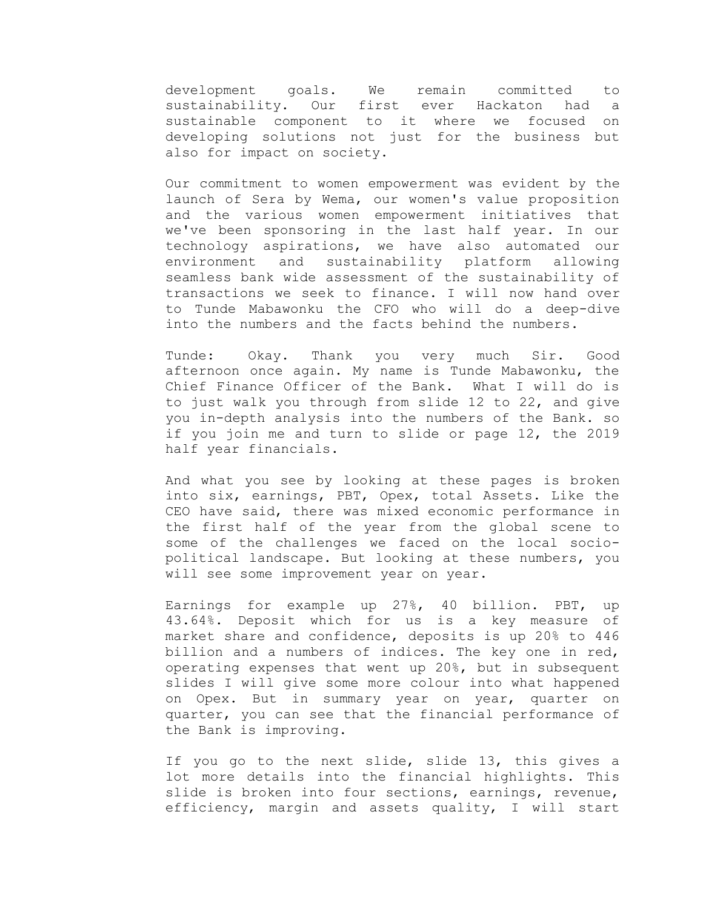development goals. We remain committed to sustainability. Our first ever Hackaton had a sustainable component to it where we focused on developing solutions not just for the business but also for impact on society.

Our commitment to women empowerment was evident by the launch of Sera by Wema, our women's value proposition and the various women empowerment initiatives that we've been sponsoring in the last half year. In our technology aspirations, we have also automated our environment and sustainability platform allowing seamless bank wide assessment of the sustainability of transactions we seek to finance. I will now hand over to Tunde Mabawonku the CFO who will do a deep-dive into the numbers and the facts behind the numbers.

Tunde: Okay. Thank you very much Sir. Good afternoon once again. My name is Tunde Mabawonku, the Chief Finance Officer of the Bank. What I will do is to just walk you through from slide 12 to 22, and give you in-depth analysis into the numbers of the Bank. so if you join me and turn to slide or page 12, the 2019 half year financials.

And what you see by looking at these pages is broken into six, earnings, PBT, Opex, total Assets. Like the CEO have said, there was mixed economic performance in the first half of the year from the global scene to some of the challenges we faced on the local socio-political landscape. But looking at these numbers, you will see some improvement year on year.

Earnings for example up 27%, 40 billion. PBT, up 43.64%. Deposit which for us is a key measure of market share and confidence, deposits is up 20% to 446 billion and a numbers of indices. The key one in red, operating expenses that went up 20%, but in subsequent slides I will give some more colour into what happened on Opex. But in summary year on year, quarter on quarter, you can see that the financial performance of the Bank is improving.

If you go to the next slide, slide 13, this gives a lot more details into the financial highlights. This slide is broken into four sections, earnings, revenue, efficiency, margin and assets quality, I will start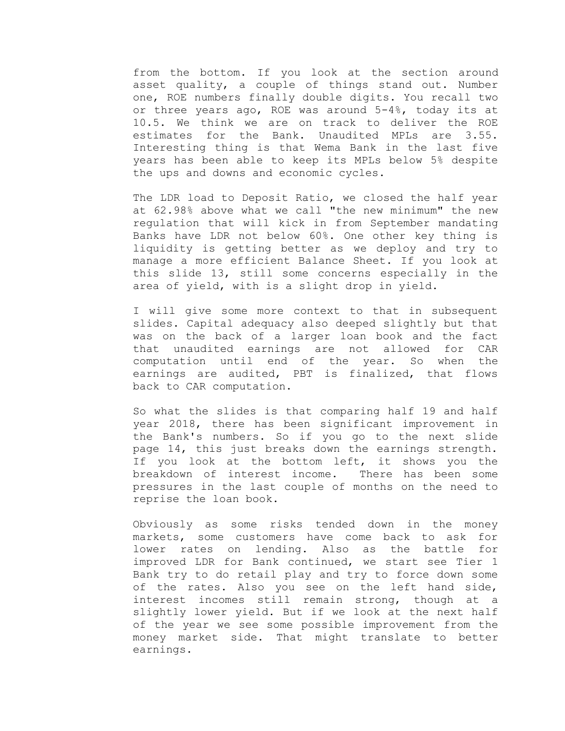from the bottom. If you look at the section around asset quality, a couple of things stand out. Number one, ROE numbers finally double digits. You recall two or three years ago, ROE was around 5-4%, today its at 10.5. We think we are on track to deliver the ROE estimates for the Bank. Unaudited MPLs are 3.55. Interesting thing is that Wema Bank in the last five years has been able to keep its MPLs below 5% despite the ups and downs and economic cycles.

The LDR load to Deposit Ratio, we closed the half year at 62.98% above what we call "the new minimum" the new regulation that will kick in from September mandating Banks have LDR not below 60%. One other key thing is liquidity is getting better as we deploy and try to manage a more efficient Balance Sheet. If you look at this slide 13, still some concerns especially in the area of yield, with is a slight drop in yield.

I will give some more context to that in subsequent slides. Capital adequacy also deeped slightly but that was on the back of a larger loan book and the fact that unaudited earnings are not allowed for CAR computation until end of the year. So when the earnings are audited, PBT is finalized, that flows back to CAR computation.

So what the slides is that comparing half 19 and half year 2018, there has been significant improvement in the Bank's numbers. So if you go to the next slide page 14, this just breaks down the earnings strength. If you look at the bottom left, it shows you the breakdown of interest income. There has been some pressures in the last couple of months on the need to reprise the loan book.

Obviously as some risks tended down in the money markets, some customers have come back to ask for lower rates on lending. Also as the battle for improved LDR for Bank continued, we start see Tier 1 Bank try to do retail play and try to force down some of the rates. Also you see on the left hand side, interest incomes still remain strong, though at a slightly lower yield. But if we look at the next half of the year we see some possible improvement from the money market side. That might translate to better earnings.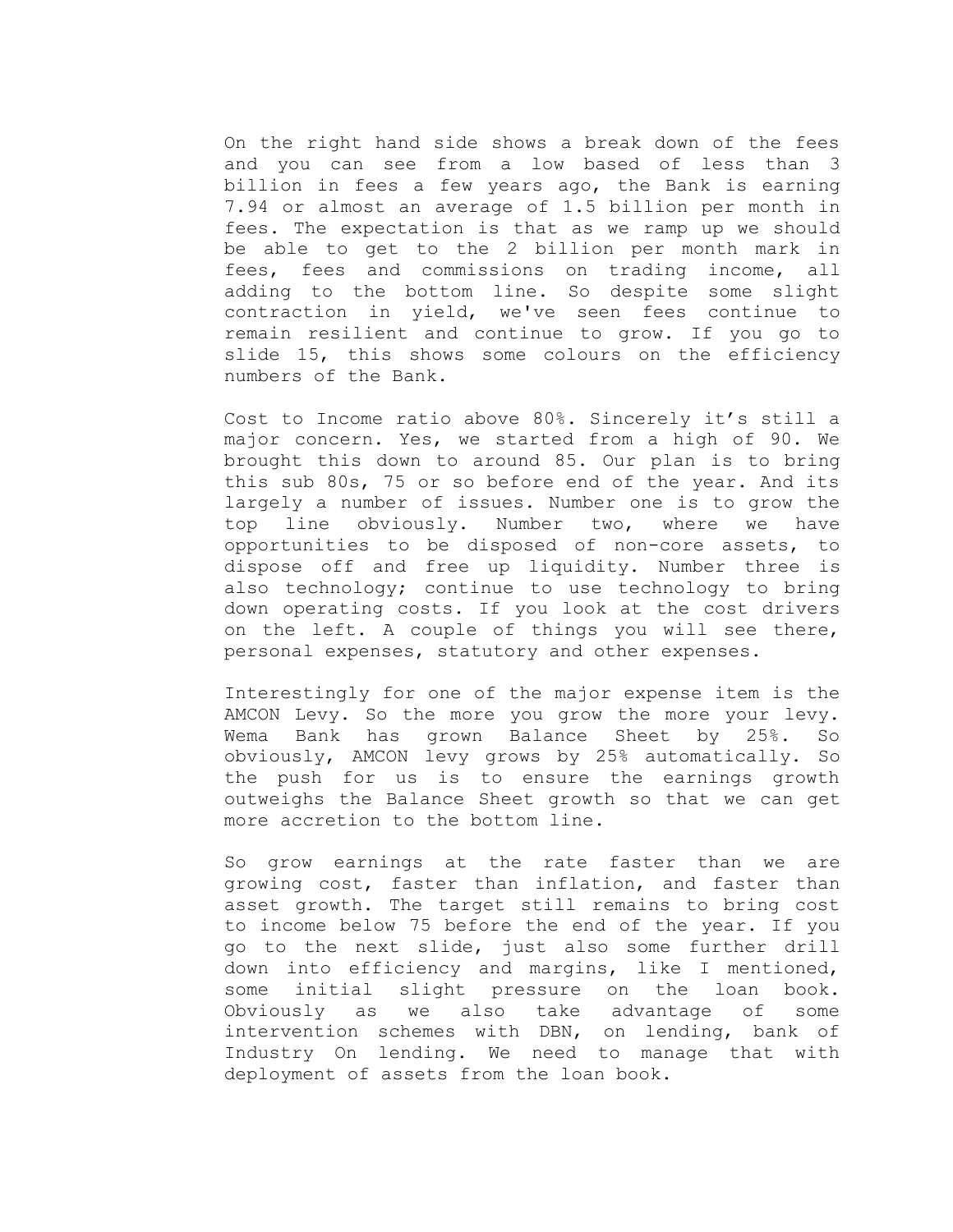On the right hand side shows a break down of the fees and you can see from a low based of less than 3 billion in fees a few years ago, the Bank is earning 7.94 or almost an average of 1.5 billion per month in fees. The expectation is that as we ramp up we should be able to get to the 2 billion per month mark in fees, fees and commissions on trading income, all adding to the bottom line. So despite some slight contraction in yield, we've seen fees continue to remain resilient and continue to grow. If you go to slide 15, this shows some colours on the efficiency numbers of the Bank.

Cost to Income ratio above 80%. Sincerely it's still a major concern. Yes, we started from a high of 90. We brought this down to around 85. Our plan is to bring this sub 80s, 75 or so before end of the year. And its largely a number of issues. Number one is to grow the top line obviously. Number two, where we have opportunities to be disposed of non-core assets, to dispose off and free up liquidity. Number three is also technology; continue to use technology to bring down operating costs. If you look at the cost drivers on the left. A couple of things you will see there, personal expenses, statutory and other expenses.

Interestingly for one of the major expense item is the AMCON Levy. So the more you grow the more your levy. Wema Bank has grown Balance Sheet by 25%. So obviously, AMCON levy grows by 25% automatically. So the push for us is to ensure the earnings growth outweighs the Balance Sheet growth so that we can get more accretion to the bottom line.

So grow earnings at the rate faster than we are growing cost, faster than inflation, and faster than asset growth. The target still remains to bring cost to income below 75 before the end of the year. If you go to the next slide, just also some further drill down into efficiency and margins, like I mentioned, some initial slight pressure on the loan book. Obviously as we also take advantage of some intervention schemes with DBN, on lending, bank of Industry On lending. We need to manage that with deployment of assets from the loan book.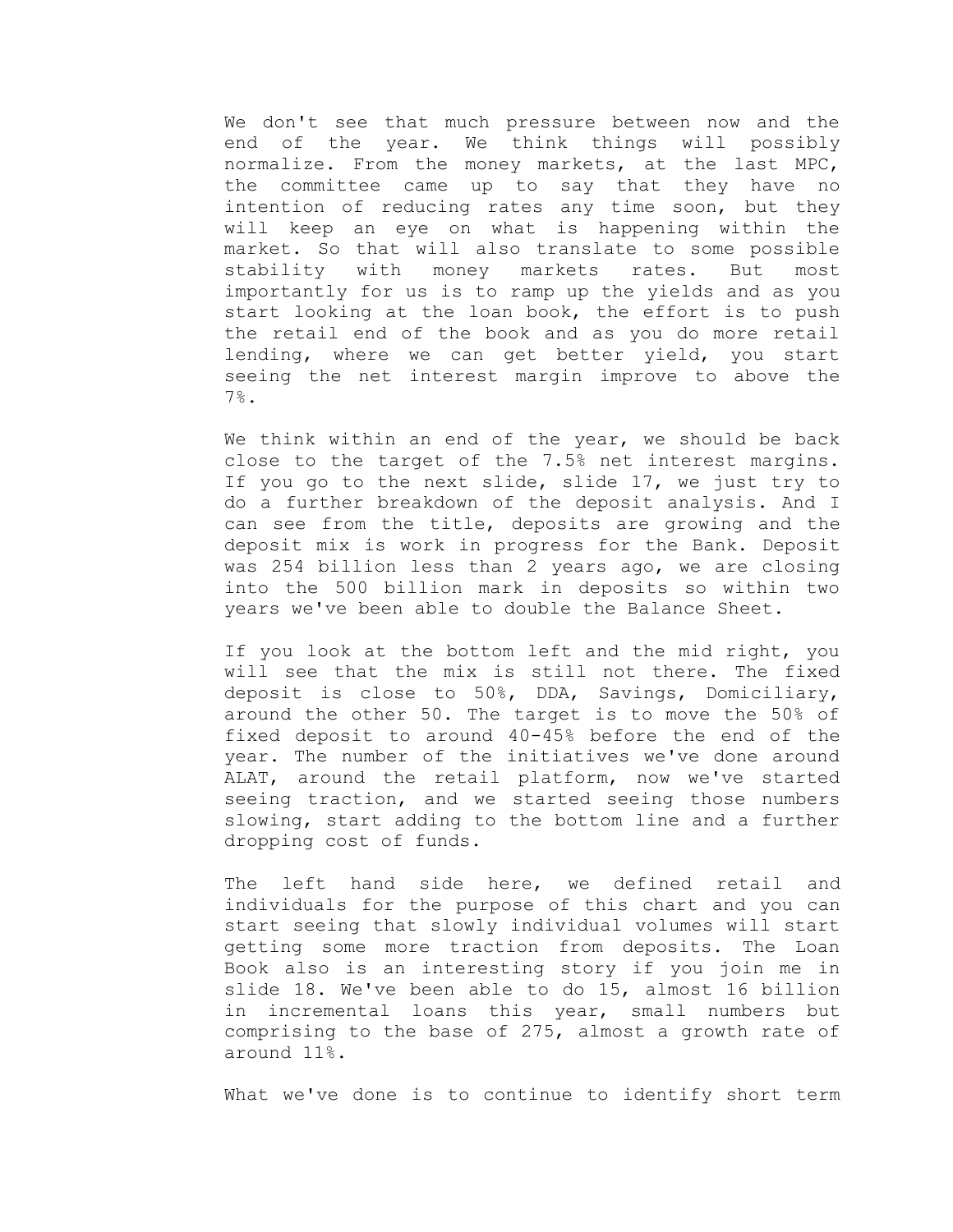We don't see that much pressure between now and the end of the year. We think things will possibly normalize. From the money markets, at the last MPC, the committee came up to say that they have no intention of reducing rates any time soon, but they will keep an eye on what is happening within the market. So that will also translate to some possible stability with money markets rates. But most importantly for us is to ramp up the yields and as you start looking at the loan book, the effort is to push the retail end of the book and as you do more retail lending, where we can get better yield, you start seeing the net interest margin improve to above the 7%.

We think within an end of the year, we should be back close to the target of the 7.5% net interest margins. If you go to the next slide, slide 17, we just try to do a further breakdown of the deposit analysis. And I can see from the title, deposits are growing and the deposit mix is work in progress for the Bank. Deposit was 254 billion less than 2 years ago, we are closing into the 500 billion mark in deposits so within two years we've been able to double the Balance Sheet.

If you look at the bottom left and the mid right, you will see that the mix is still not there. The fixed deposit is close to 50%, DDA, Savings, Domiciliary, around the other 50. The target is to move the 50% of fixed deposit to around 40-45% before the end of the year. The number of the initiatives we've done around ALAT, around the retail platform, now we've started seeing traction, and we started seeing those numbers slowing, start adding to the bottom line and a further dropping cost of funds.

The left hand side here, we defined retail and individuals for the purpose of this chart and you can start seeing that slowly individual volumes will start getting some more traction from deposits. The Loan Book also is an interesting story if you join me in slide 18. We've been able to do 15, almost 16 billion in incremental loans this year, small numbers but comprising to the base of 275, almost a growth rate of around 11%.

What we've done is to continue to identify short term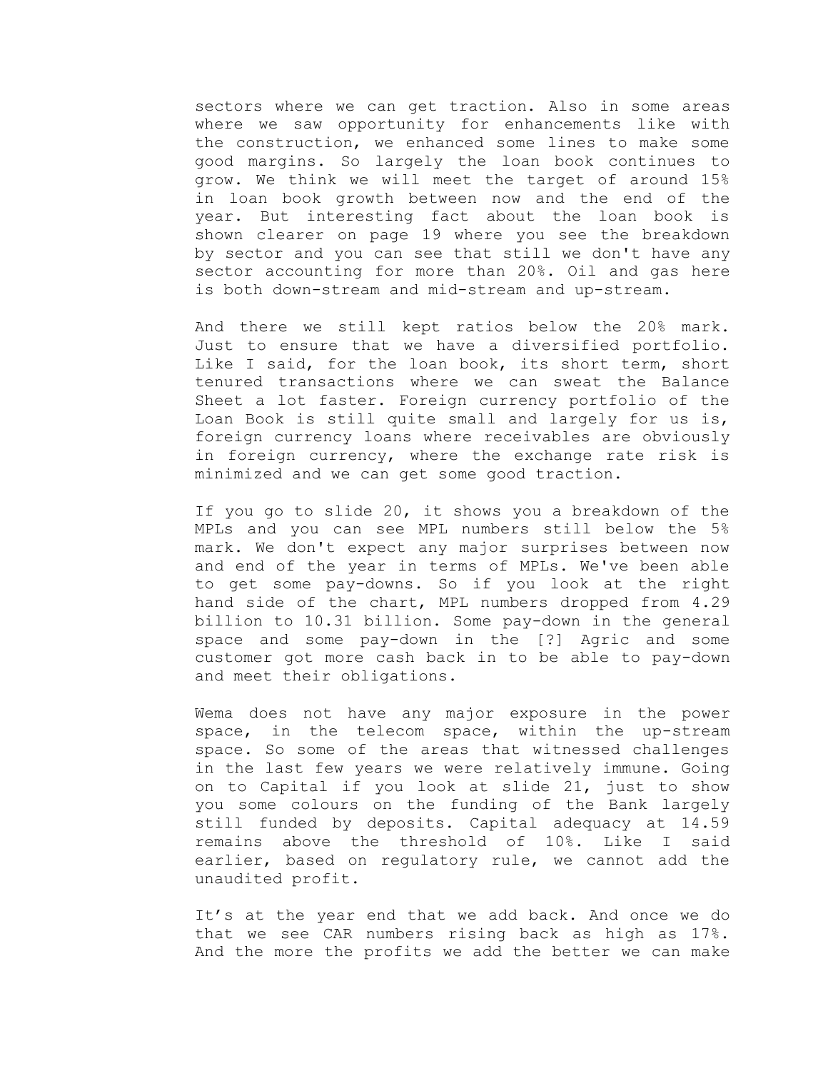sectors where we can get traction. Also in some areas where we saw opportunity for enhancements like with the construction, we enhanced some lines to make some good margins. So largely the loan book continues to grow. We think we will meet the target of around 15% in loan book growth between now and the end of the year. But interesting fact about the loan book is shown clearer on page 19 where you see the breakdown by sector and you can see that still we don't have any sector accounting for more than 20%. Oil and gas here is both down-stream and mid-stream and up-stream.

And there we still kept ratios below the 20% mark. Just to ensure that we have a diversified portfolio. Like I said, for the loan book, its short term, short tenured transactions where we can sweat the Balance Sheet a lot faster. Foreign currency portfolio of the Loan Book is still quite small and largely for us is, foreign currency loans where receivables are obviously in foreign currency, where the exchange rate risk is minimized and we can get some good traction.

If you go to slide 20, it shows you a breakdown of the MPLs and you can see MPL numbers still below the 5% mark. We don't expect any major surprises between now and end of the year in terms of MPLs. We've been able to get some pay-downs. So if you look at the right hand side of the chart, MPL numbers dropped from 4.29 billion to 10.31 billion. Some pay-down in the general space and some pay-down in the [?] Agric and some customer got more cash back in to be able to pay-down and meet their obligations.

Wema does not have any major exposure in the power space, in the telecom space, within the up-stream space. So some of the areas that witnessed challenges in the last few years we were relatively immune. Going on to Capital if you look at slide 21, just to show you some colours on the funding of the Bank largely still funded by deposits. Capital adequacy at 14.59 remains above the threshold of 10%. Like I said earlier, based on regulatory rule, we cannot add the unaudited profit.

It's at the year end that we add back. And once we do that we see CAR numbers rising back as high as 17%. And the more the profits we add the better we can make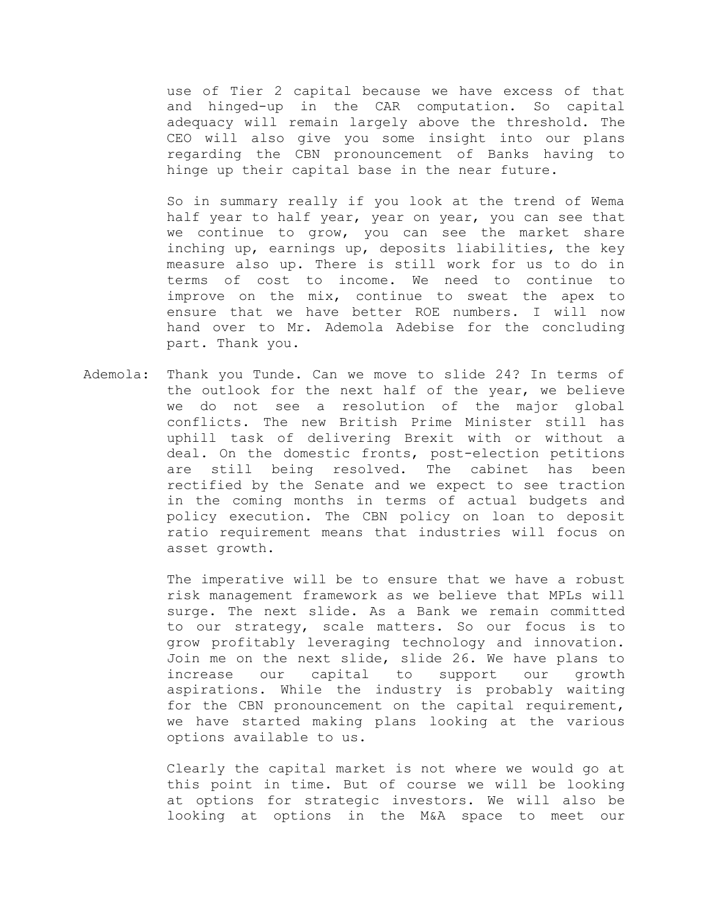use of Tier 2 capital because we have excess of that and hinged-up in the CAR computation. So capital adequacy will remain largely above the threshold. The CEO will also give you some insight into our plans regarding the CBN pronouncement of Banks having to hinge up their capital base in the near future.

So in summary really if you look at the trend of Wema half year to half year, year on year, you can see that we continue to grow, you can see the market share inching up, earnings up, deposits liabilities, the key measure also up. There is still work for us to do in terms of cost to income. We need to continue to improve on the mix, continue to sweat the apex to ensure that we have better ROE numbers. I will now hand over to Mr. Ademola Adebise for the concluding part. Thank you.

Ademola: Thank you Tunde. Can we move to slide 24? In terms of the outlook for the next half of the year, we believe we do not see a resolution of the major global conflicts. The new British Prime Minister still has uphill task of delivering Brexit with or without a deal. On the domestic fronts, post-election petitions are still being resolved. The cabinet has been rectified by the Senate and we expect to see traction in the coming months in terms of actual budgets and policy execution. The CBN policy on loan to deposit ratio requirement means that industries will focus on asset growth.

The imperative will be to ensure that we have a robust risk management framework as we believe that MPLs will surge. The next slide. As a Bank we remain committed to our strategy, scale matters. So our focus is to grow profitably leveraging technology and innovation. Join me on the next slide, slide 26. We have plans to increase our capital to support our growth aspirations. While the industry is probably waiting for the CBN pronouncement on the capital requirement, we have started making plans looking at the various options available to us.

Clearly the capital market is not where we would go at this point in time. But of course we will be looking at options for strategic investors. We will also be looking at options in the M&A space to meet our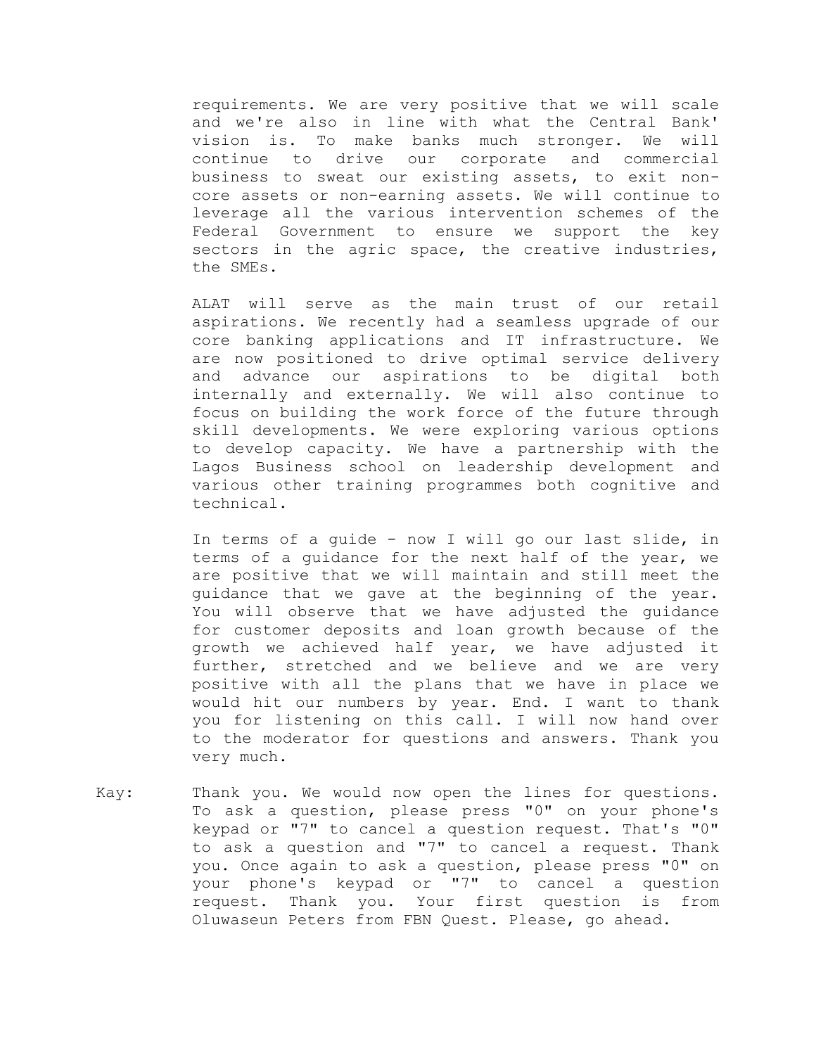requirements. We are very positive that we will scale and we're also in line with what the Central Bank' vision is. To make banks much stronger. We will continue to drive our corporate and commercial business to sweat our existing assets, to exit non-core assets or non-earning assets. We will continue to leverage all the various intervention schemes of the Federal Government to ensure we support the key sectors in the agric space, the creative industries, the SMEs.

ALAT will serve as the main trust of our retail aspirations. We recently had a seamless upgrade of our core banking applications and IT infrastructure. We are now positioned to drive optimal service delivery and advance our aspirations to be digital both internally and externally. We will also continue to focus on building the work force of the future through skill developments. We were exploring various options to develop capacity. We have a partnership with the Lagos Business school on leadership development and various other training programmes both cognitive and technical.

In terms of a guide - now I will go our last slide, in terms of a guidance for the next half of the year, we are positive that we will maintain and still meet the guidance that we gave at the beginning of the year. You will observe that we have adjusted the guidance for customer deposits and loan growth because of the growth we achieved half year, we have adjusted it further, stretched and we believe and we are very positive with all the plans that we have in place we would hit our numbers by year. End. I want to thank you for listening on this call. I will now hand over to the moderator for questions and answers. Thank you very much.

Kay: Thank you. We would now open the lines for questions. To ask a question, please press "0" on your phone's keypad or "7" to cancel a question request. That's "0" to ask a question and "7" to cancel a request. Thank you. Once again to ask a question, please press "0" on your phone's keypad or "7" to cancel a question request. Thank you. Your first question is from Oluwaseun Peters from FBN Quest. Please, go ahead.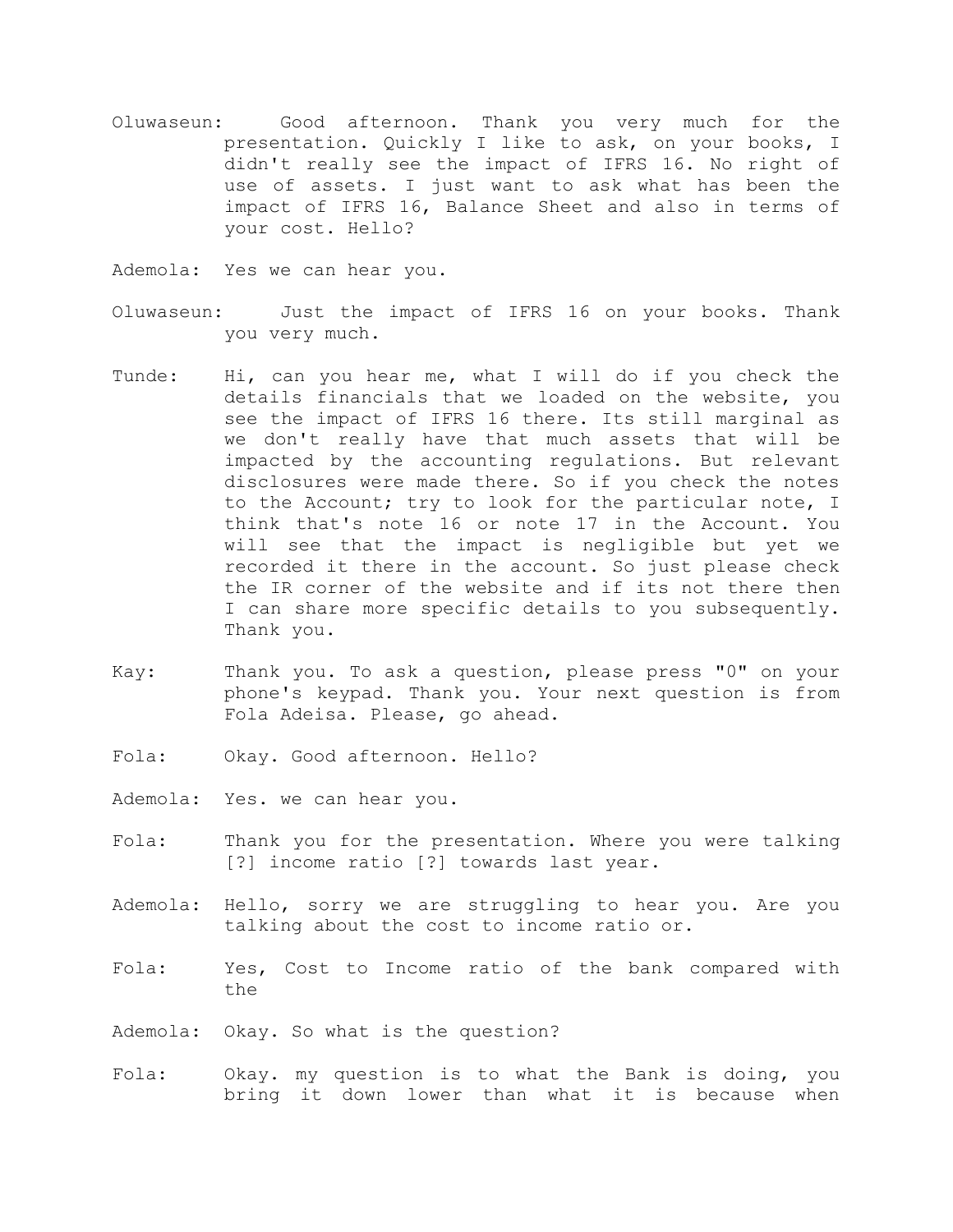Oluwaseun: Good afternoon. Thank you very much for the presentation. Quickly I like to ask, on your books, I didn't really see the impact of IFRS 16. No right of use of assets. I just want to ask what has been the impact of IFRS 16, Balance Sheet and also in terms of your cost. Hello?

Ademola: Yes we can hear you.

Oluwaseun: Just the impact of IFRS 16 on your books. Thank you very much.

Tunde: Hi, can you hear me, what I will do if you check the details financials that we loaded on the website, you see the impact of IFRS 16 there. Its still marginal as we don't really have that much assets that will be impacted by the accounting regulations. But relevant disclosures were made there. So if you check the notes to the Account; try to look for the particular note, I think that's note 16 or note 17 in the Account. You will see that the impact is negligible but yet we recorded it there in the account. So just please check the IR corner of the website and if its not there then I can share more specific details to you subsequently. Thank you.

Kay: Thank you. To ask a question, please press "0" on your phone's keypad. Thank you. Your next question is from Fola Adeisa. Please, go ahead.

Fola: Okay. Good afternoon. Hello?

Ademola: Yes. we can hear you.

Fola: Thank you for the presentation. Where you were talking [?] income ratio [?] towards last year.

Ademola: Hello, sorry we are struggling to hear you. Are you talking about the cost to income ratio or.

Fola: Yes, Cost to Income ratio of the bank compared with the

Ademola: Okay. So what is the question?

Fola: Okay. my question is to what the Bank is doing, you bring it down lower than what it is because when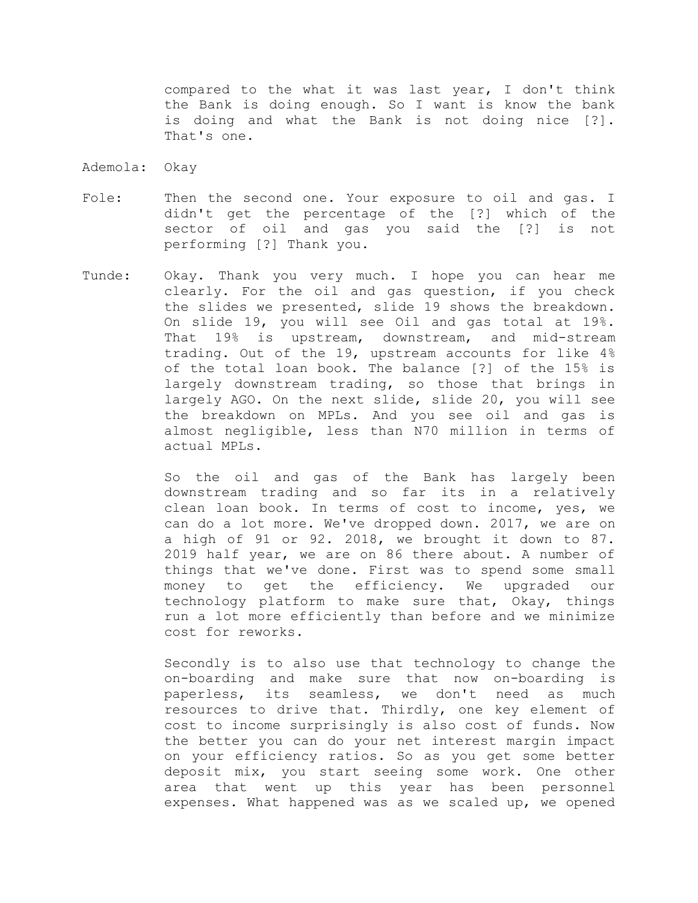compared to the what it was last year, I don't think the Bank is doing enough. So I want is know the bank is doing and what the Bank is not doing nice [?]. That's one.

Ademola: Okay

Fole: Then the second one. Your exposure to oil and gas. I didn't get the percentage of the [?] which of the sector of oil and gas you said the [?] is not performing [?] Thank you.

Tunde: Okay. Thank you very much. I hope you can hear me clearly. For the oil and gas question, if you check the slides we presented, slide 19 shows the breakdown. On slide 19, you will see Oil and gas total at 19%. That 19% is upstream, downstream, and mid-stream trading. Out of the 19, upstream accounts for like 4% of the total loan book. The balance [?] of the 15% is largely downstream trading, so those that brings in largely AGO. On the next slide, slide 20, you will see the breakdown on MPLs. And you see oil and gas is almost negligible, less than N70 million in terms of actual MPLs.

So the oil and gas of the Bank has largely been downstream trading and so far its in a relatively clean loan book. In terms of cost to income, yes, we can do a lot more. We've dropped down. 2017, we are on a high of 91 or 92. 2018, we brought it down to 87. 2019 half year, we are on 86 there about. A number of things that we've done. First was to spend some small money to get the efficiency. We upgraded our technology platform to make sure that, Okay, things run a lot more efficiently than before and we minimize cost for reworks.

Secondly is to also use that technology to change the on-boarding and make sure that now on-boarding is paperless, its seamless, we don't need as much resources to drive that. Thirdly, one key element of cost to income surprisingly is also cost of funds. Now the better you can do your net interest margin impact on your efficiency ratios. So as you get some better deposit mix, you start seeing some work. One other area that went up this year has been personnel expenses. What happened was as we scaled up, we opened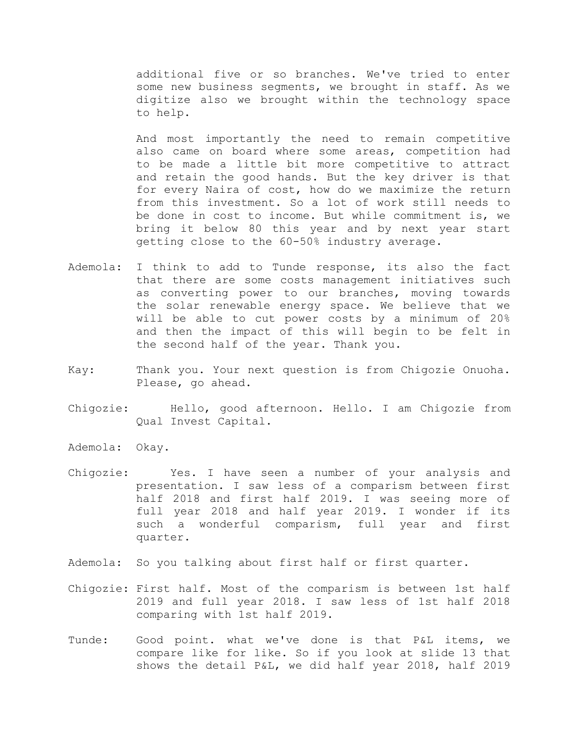additional five or so branches. We've tried to enter some new business segments, we brought in staff. As we digitize also we brought within the technology space to help.

And most importantly the need to remain competitive also came on board where some areas, competition had to be made a little bit more competitive to attract and retain the good hands. But the key driver is that for every Naira of cost, how do we maximize the return from this investment. So a lot of work still needs to be done in cost to income. But while commitment is, we bring it below 80 this year and by next year start getting close to the 60-50% industry average.

Ademola: I think to add to Tunde response, its also the fact that there are some costs management initiatives such as converting power to our branches, moving towards the solar renewable energy space. We believe that we will be able to cut power costs by a minimum of 20% and then the impact of this will begin to be felt in the second half of the year. Thank you.

Kay: Thank you. Your next question is from Chigozie Onuoha. Please, go ahead.

Chigozie: Hello, good afternoon. Hello. I am Chigozie from Qual Invest Capital.

Ademola: Okay.

Chigozie: Yes. I have seen a number of your analysis and presentation. I saw less of a comparism between first half 2018 and first half 2019. I was seeing more of full year 2018 and half year 2019. I wonder if its such a wonderful comparism, full year and first quarter.

Ademola: So you talking about first half or first quarter.

Chigozie: First half. Most of the comparism is between 1st half 2019 and full year 2018. I saw less of 1st half 2018 comparing with 1st half 2019.

Tunde: Good point. what we've done is that P&L items, we compare like for like. So if you look at slide 13 that shows the detail P&L, we did half year 2018, half 2019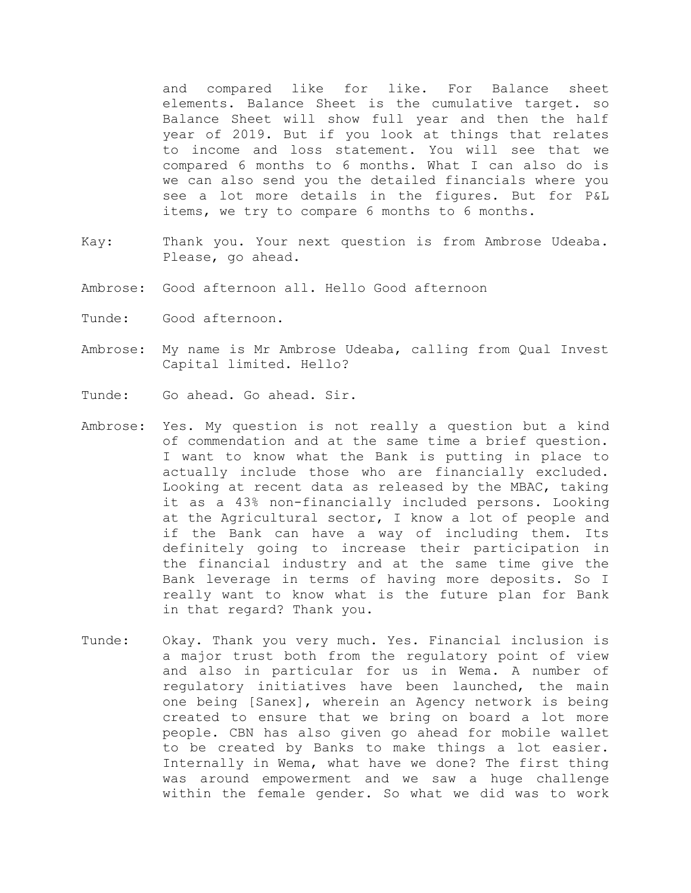and compared like for like. For Balance sheet elements. Balance Sheet is the cumulative target. so Balance Sheet will show full year and then the half year of 2019. But if you look at things that relates to income and loss statement. You will see that we compared 6 months to 6 months. What I can also do is we can also send you the detailed financials where you see a lot more details in the figures. But for P&L items, we try to compare 6 months to 6 months.

Kay: Thank you. Your next question is from Ambrose Udeaba. Please, go ahead.

Ambrose: Good afternoon all. Hello Good afternoon

Tunde: Good afternoon.

Ambrose: My name is Mr Ambrose Udeaba, calling from Qual Invest Capital limited. Hello?

Tunde: Go ahead. Go ahead. Sir.

Ambrose: Yes. My question is not really a question but a kind of commendation and at the same time a brief question. I want to know what the Bank is putting in place to actually include those who are financially excluded. Looking at recent data as released by the MBAC, taking it as a 43% non-financially included persons. Looking at the Agricultural sector, I know a lot of people and if the Bank can have a way of including them. Its definitely going to increase their participation in the financial industry and at the same time give the Bank leverage in terms of having more deposits. So I really want to know what is the future plan for Bank in that regard? Thank you.

Tunde: Okay. Thank you very much. Yes. Financial inclusion is a major trust both from the regulatory point of view and also in particular for us in Wema. A number of regulatory initiatives have been launched, the main one being [Sanex], wherein an Agency network is being created to ensure that we bring on board a lot more people. CBN has also given go ahead for mobile wallet to be created by Banks to make things a lot easier. Internally in Wema, what have we done? The first thing was around empowerment and we saw a huge challenge within the female gender. So what we did was to work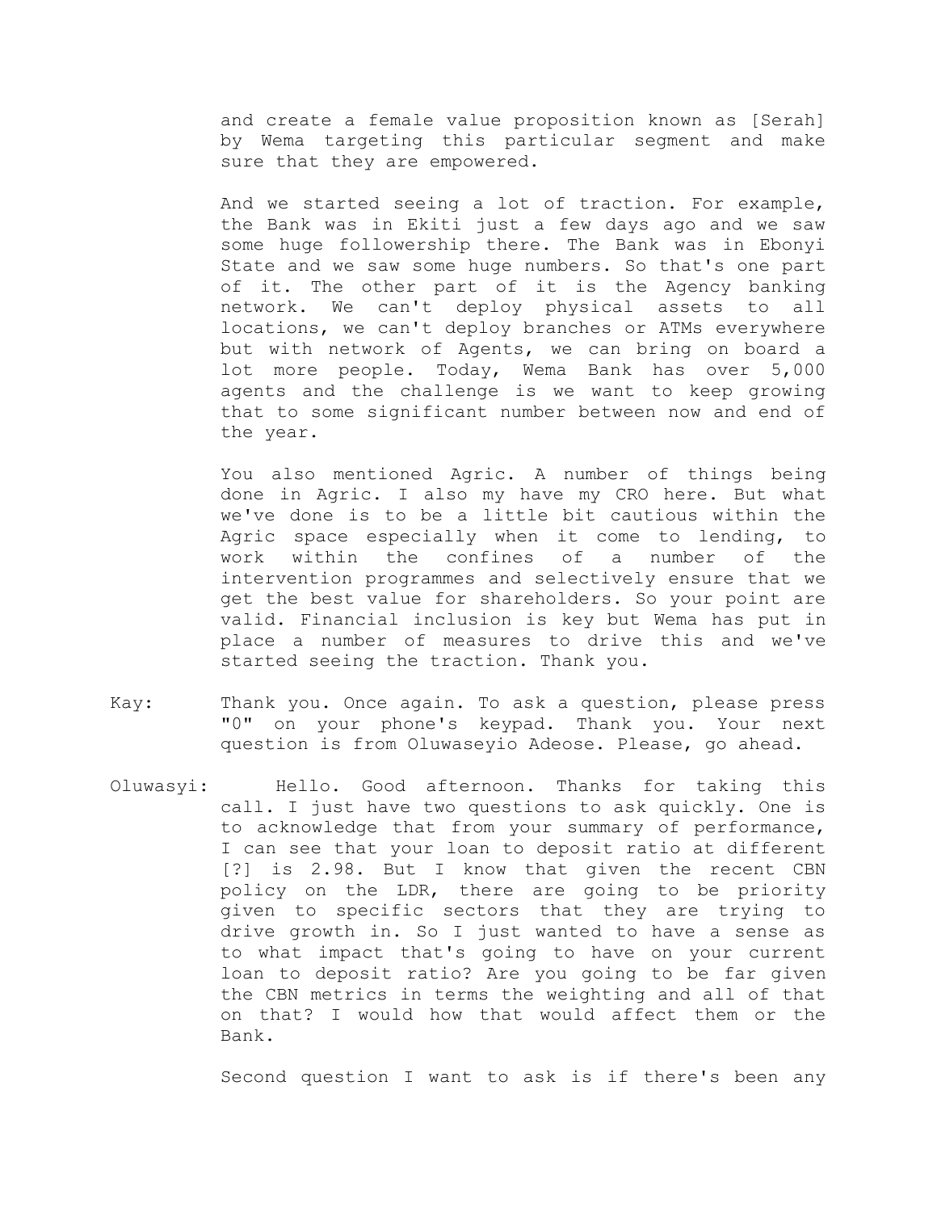and create a female value proposition known as [Serah] by Wema targeting this particular segment and make sure that they are empowered.

And we started seeing a lot of traction. For example, the Bank was in Ekiti just a few days ago and we saw some huge followership there. The Bank was in Ebonyi State and we saw some huge numbers. So that's one part of it. The other part of it is the Agency banking network. We can't deploy physical assets to all locations, we can't deploy branches or ATMs everywhere but with network of Agents, we can bring on board a lot more people. Today, Wema Bank has over 5,000 agents and the challenge is we want to keep growing that to some significant number between now and end of the year.

You also mentioned Agric. A number of things being done in Agric. I also my have my CRO here. But what we've done is to be a little bit cautious within the Agric space especially when it come to lending, to work within the confines of a number of the intervention programmes and selectively ensure that we get the best value for shareholders. So your point are valid. Financial inclusion is key but Wema has put in place a number of measures to drive this and we've started seeing the traction. Thank you.

Kay: Thank you. Once again. To ask a question, please press "0" on your phone's keypad. Thank you. Your next question is from Oluwaseyio Adeose. Please, go ahead.

Oluwasyi: Hello. Good afternoon. Thanks for taking this call. I just have two questions to ask quickly. One is to acknowledge that from your summary of performance, I can see that your loan to deposit ratio at different [?] is 2.98. But I know that given the recent CBN policy on the LDR, there are going to be priority given to specific sectors that they are trying to drive growth in. So I just wanted to have a sense as to what impact that's going to have on your current loan to deposit ratio? Are you going to be far given the CBN metrics in terms the weighting and all of that on that? I would how that would affect them or the Bank.

Second question I want to ask is if there's been any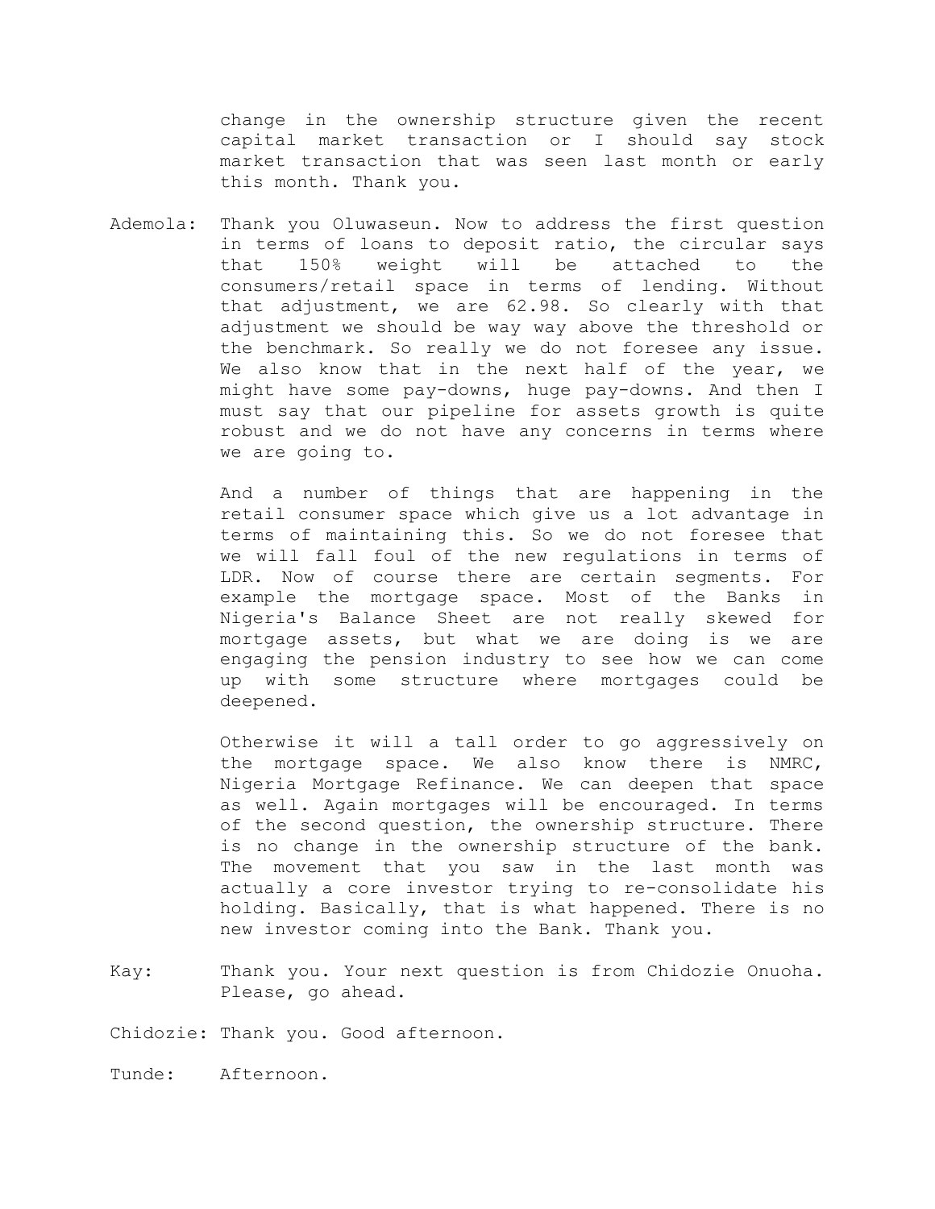change in the ownership structure given the recent capital market transaction or I should say stock market transaction that was seen last month or early this month. Thank you.

Ademola: Thank you Oluwaseun. Now to address the first question in terms of loans to deposit ratio, the circular says that 150% weight will be attached to the consumers/retail space in terms of lending. Without that adjustment, we are 62.98. So clearly with that adjustment we should be way way above the threshold or the benchmark. So really we do not foresee any issue. We also know that in the next half of the year, we might have some pay-downs, huge pay-downs. And then I must say that our pipeline for assets growth is quite robust and we do not have any concerns in terms where we are going to.

And a number of things that are happening in the retail consumer space which give us a lot advantage in terms of maintaining this. So we do not foresee that we will fall foul of the new regulations in terms of LDR. Now of course there are certain segments. For example the mortgage space. Most of the Banks in Nigeria's Balance Sheet are not really skewed for mortgage assets, but what we are doing is we are engaging the pension industry to see how we can come up with some structure where mortgages could be deepened.

Otherwise it will a tall order to go aggressively on the mortgage space. We also know there is NMRC, Nigeria Mortgage Refinance. We can deepen that space as well. Again mortgages will be encouraged. In terms of the second question, the ownership structure. There is no change in the ownership structure of the bank. The movement that you saw in the last month was actually a core investor trying to re-consolidate his holding. Basically, that is what happened. There is no new investor coming into the Bank. Thank you.

Kay: Thank you. Your next question is from Chidozie Onuoha. Please, go ahead.

Chidozie: Thank you. Good afternoon.

Tunde: Afternoon.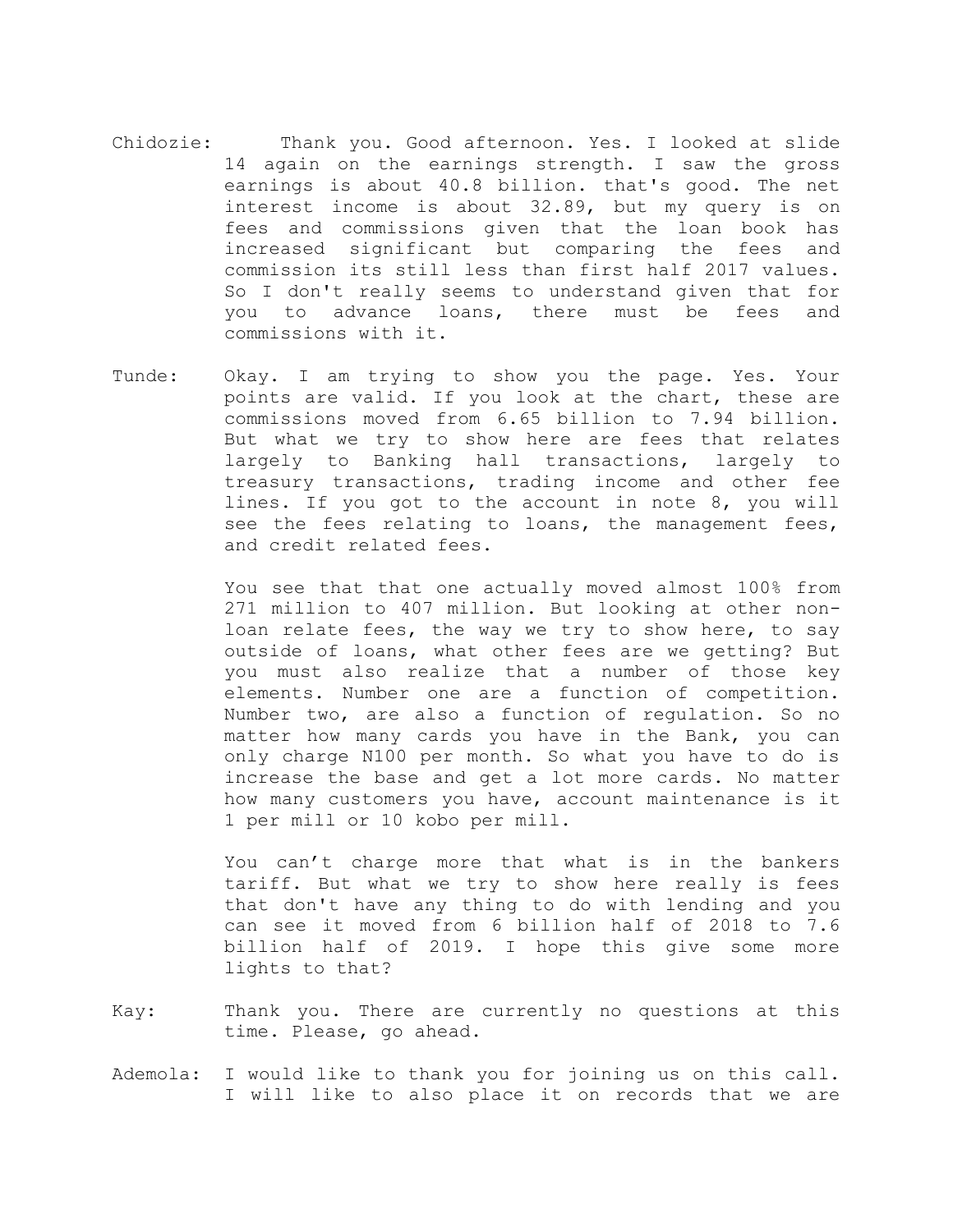Chidozie: Thank you. Good afternoon. Yes. I looked at slide 14 again on the earnings strength. I saw the gross earnings is about 40.8 billion. that's good. The net interest income is about 32.89, but my query is on fees and commissions given that the loan book has increased significant but comparing the fees and commission its still less than first half 2017 values. So I don't really seems to understand given that for you to advance loans, there must be fees and commissions with it.

Tunde: Okay. I am trying to show you the page. Yes. Your points are valid. If you look at the chart, these are commissions moved from 6.65 billion to 7.94 billion. But what we try to show here are fees that relates largely to Banking hall transactions, largely to treasury transactions, trading income and other fee lines. If you got to the account in note 8, you will see the fees relating to loans, the management fees, and credit related fees.

You see that that one actually moved almost 100% from 271 million to 407 million. But looking at other non-loan relate fees, the way we try to show here, to say outside of loans, what other fees are we getting? But you must also realize that a number of those key elements. Number one are a function of competition. Number two, are also a function of regulation. So no matter how many cards you have in the Bank, you can only charge N100 per month. So what you have to do is increase the base and get a lot more cards. No matter how many customers you have, account maintenance is it 1 per mill or 10 kobo per mill.

You can't charge more that what is in the bankers tariff. But what we try to show here really is fees that don't have any thing to do with lending and you can see it moved from 6 billion half of 2018 to 7.6 billion half of 2019. I hope this give some more lights to that?

Kay: Thank you. There are currently no questions at this time. Please, go ahead.

Ademola: I would like to thank you for joining us on this call. I will like to also place it on records that we are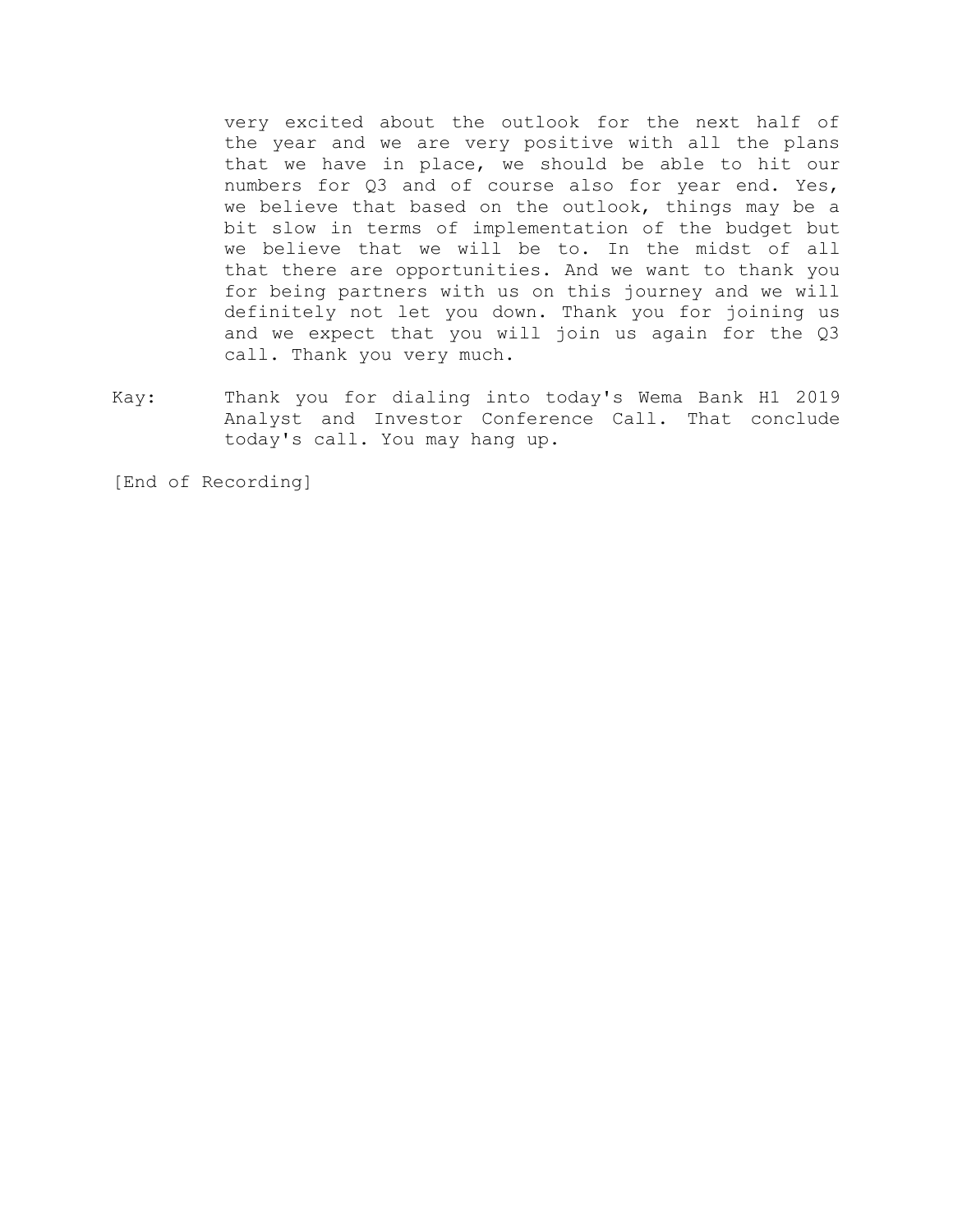very excited about the outlook for the next half of the year and we are very positive with all the plans that we have in place, we should be able to hit our numbers for Q3 and of course also for year end. Yes, we believe that based on the outlook, things may be a bit slow in terms of implementation of the budget but we believe that we will be to. In the midst of all that there are opportunities. And we want to thank you for being partners with us on this journey and we will definitely not let you down. Thank you for joining us and we expect that you will join us again for the Q3 call. Thank you very much.

Kay: Thank you for dialing into today's Wema Bank H1 2019 Analyst and Investor Conference Call. That conclude today's call. You may hang up.

[End of Recording]